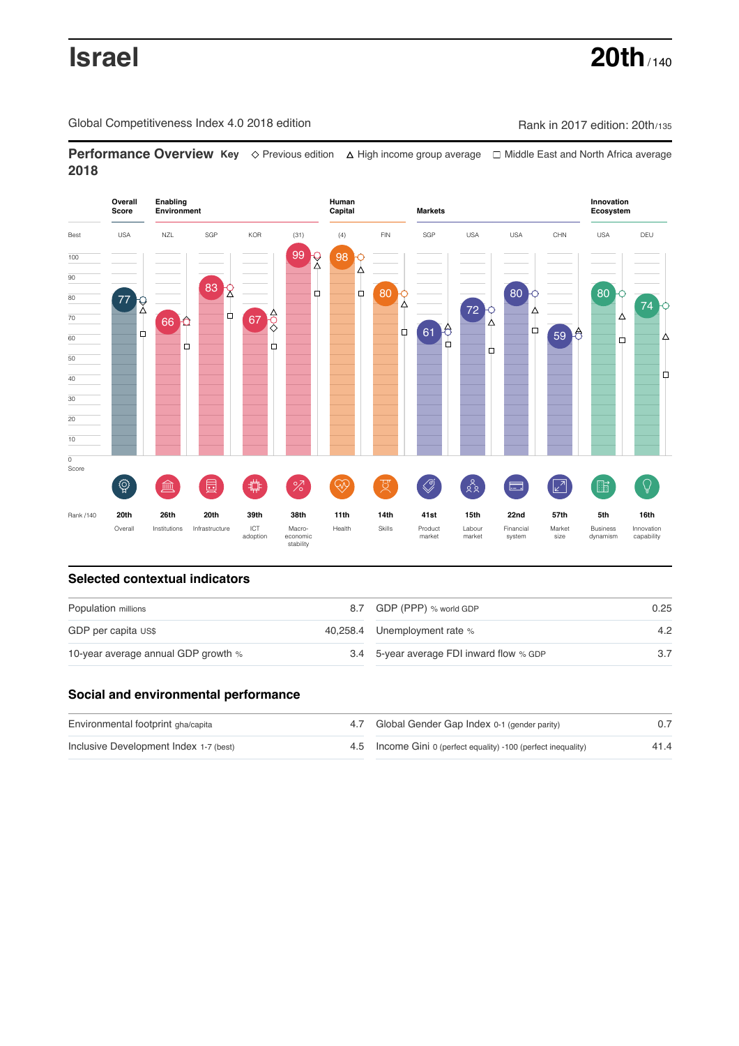# Israel

**20th** / 140

Global Competitiveness Index 4.0 2018 edition

Rank in 2017 edition: 20th/135

## Performance Overview 2018

**Key** ◇ Previous edition △ High income group average □ Middle East and North Africa average

| | Overall Score | Enabling Environment | | | | Human Capital | | Markets | | | | Innovation Ecosystem | |
|---|---|---|---|---|---|---|---|---|---|---|---|---|---|
| Best | USA | NZL | SGP | KOR | (31) | (4) | FIN | SGP | USA | USA | CHN | USA | DEU |
| Score | 77 | 66 | 83 | 67 | 99 | 98 | 80 | 61 | 72 | 80 | 59 | 80 | 74 |
| Rank /140 | 20th | 26th | 20th | 39th | 38th | 11th | 14th | 41st | 15th | 22nd | 57th | 5th | 16th |
| | Overall | Institutions | Infrastructure | ICT adoption | Macro-economic stability | Health | Skills | Product market | Labour market | Financial system | Market size | Business dynamism | Innovation capability |

## Selected contextual indicators

| | | | |
|---|---|---|---|
| Population millions | 8.7 | GDP (PPP) % world GDP | 0.25 |
| GDP per capita US$ | 40,258.4 | Unemployment rate % | 4.2 |
| 10-year average annual GDP growth % | 3.4 | 5-year average FDI inward flow % GDP | 3.7 |

## Social and environmental performance

| | | | |
|---|---|---|---|
| Environmental footprint gha/capita | 4.7 | Global Gender Gap Index 0-1 (gender parity) | 0.7 |
| Inclusive Development Index 1-7 (best) | 4.5 | Income Gini 0 (perfect equality) -100 (perfect inequality) | 41.4 |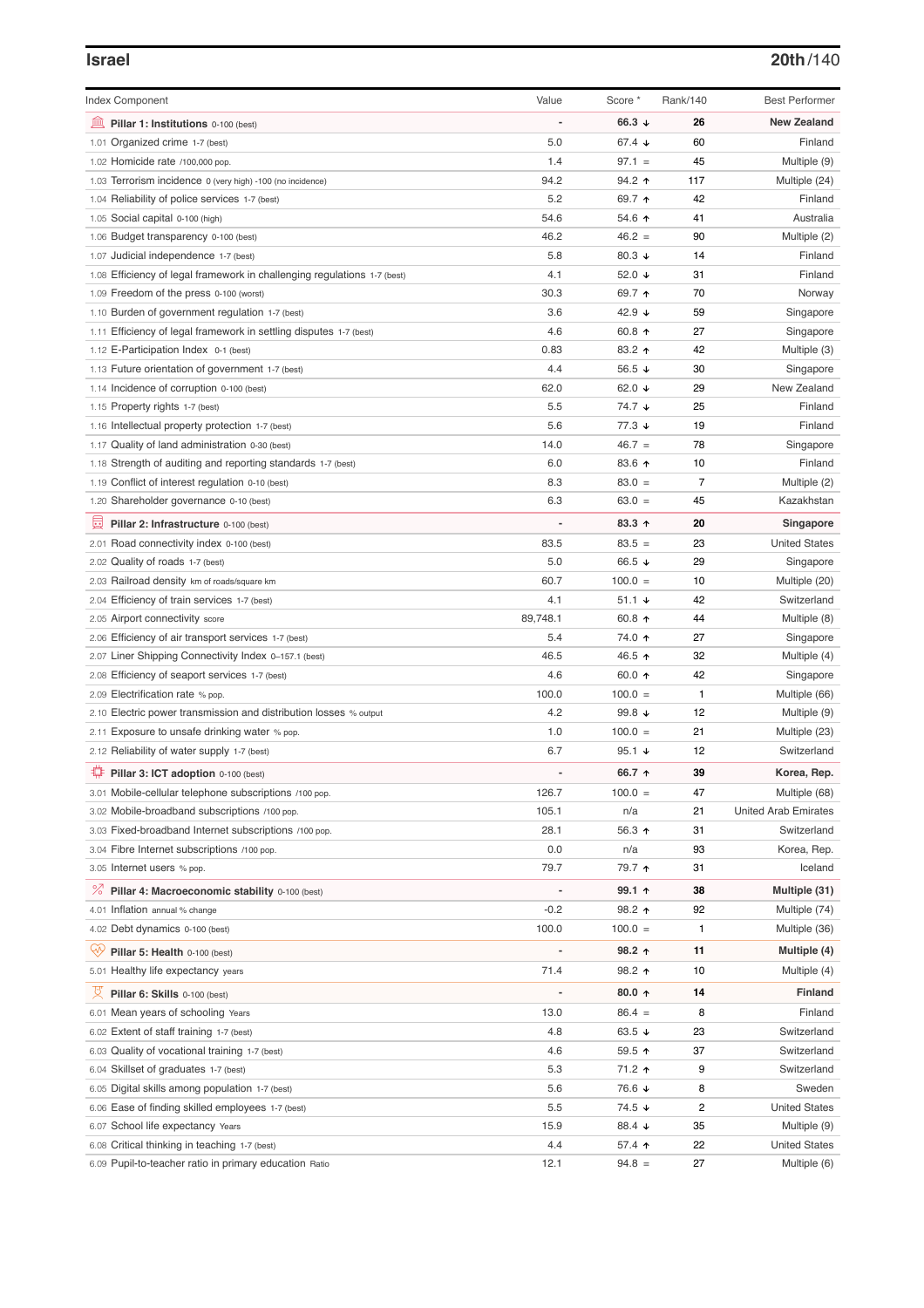## Israel

**20th**/140

| Index Component | Value | Score * | Rank/140 | Best Performer |
|---|---|---|---|---|
| **Pillar 1: Institutions** 0-100 (best) | - | **66.3 ↓** | **26** | **New Zealand** |
| 1.01 Organized crime 1-7 (best) | 5.0 | 67.4 ↓ | 60 | Finland |
| 1.02 Homicide rate /100,000 pop. | 1.4 | 97.1 = | 45 | Multiple (9) |
| 1.03 Terrorism incidence 0 (very high) -100 (no incidence) | 94.2 | 94.2 ↑ | 117 | Multiple (24) |
| 1.04 Reliability of police services 1-7 (best) | 5.2 | 69.7 ↑ | 42 | Finland |
| 1.05 Social capital 0-100 (high) | 54.6 | 54.6 ↑ | 41 | Australia |
| 1.06 Budget transparency 0-100 (best) | 46.2 | 46.2 = | 90 | Multiple (2) |
| 1.07 Judicial independence 1-7 (best) | 5.8 | 80.3 ↓ | 14 | Finland |
| 1.08 Efficiency of legal framework in challenging regulations 1-7 (best) | 4.1 | 52.0 ↓ | 31 | Finland |
| 1.09 Freedom of the press 0-100 (worst) | 30.3 | 69.7 ↑ | 70 | Norway |
| 1.10 Burden of government regulation 1-7 (best) | 3.6 | 42.9 ↓ | 59 | Singapore |
| 1.11 Efficiency of legal framework in settling disputes 1-7 (best) | 4.6 | 60.8 ↑ | 27 | Singapore |
| 1.12 E-Participation Index 0-1 (best) | 0.83 | 83.2 ↑ | 42 | Multiple (3) |
| 1.13 Future orientation of government 1-7 (best) | 4.4 | 56.5 ↓ | 30 | Singapore |
| 1.14 Incidence of corruption 0-100 (best) | 62.0 | 62.0 ↓ | 29 | New Zealand |
| 1.15 Property rights 1-7 (best) | 5.5 | 74.7 ↓ | 25 | Finland |
| 1.16 Intellectual property protection 1-7 (best) | 5.6 | 77.3 ↓ | 19 | Finland |
| 1.17 Quality of land administration 0-30 (best) | 14.0 | 46.7 = | 78 | Singapore |
| 1.18 Strength of auditing and reporting standards 1-7 (best) | 6.0 | 83.6 ↑ | 10 | Finland |
| 1.19 Conflict of interest regulation 0-10 (best) | 8.3 | 83.0 = | 7 | Multiple (2) |
| 1.20 Shareholder governance 0-10 (best) | 6.3 | 63.0 = | 45 | Kazakhstan |
| **Pillar 2: Infrastructure** 0-100 (best) | - | **83.3 ↑** | **20** | **Singapore** |
| 2.01 Road connectivity index 0-100 (best) | 83.5 | 83.5 = | 23 | United States |
| 2.02 Quality of roads 1-7 (best) | 5.0 | 66.5 ↓ | 29 | Singapore |
| 2.03 Railroad density km of roads/square km | 60.7 | 100.0 = | 10 | Multiple (20) |
| 2.04 Efficiency of train services 1-7 (best) | 4.1 | 51.1 ↓ | 42 | Switzerland |
| 2.05 Airport connectivity score | 89,748.1 | 60.8 ↑ | 44 | Multiple (8) |
| 2.06 Efficiency of air transport services 1-7 (best) | 5.4 | 74.0 ↑ | 27 | Singapore |
| 2.07 Liner Shipping Connectivity Index 0–157.1 (best) | 46.5 | 46.5 ↑ | 32 | Multiple (4) |
| 2.08 Efficiency of seaport services 1-7 (best) | 4.6 | 60.0 ↑ | 42 | Singapore |
| 2.09 Electrification rate % pop. | 100.0 | 100.0 = | 1 | Multiple (66) |
| 2.10 Electric power transmission and distribution losses % output | 4.2 | 99.8 ↓ | 12 | Multiple (9) |
| 2.11 Exposure to unsafe drinking water % pop. | 1.0 | 100.0 = | 21 | Multiple (23) |
| 2.12 Reliability of water supply 1-7 (best) | 6.7 | 95.1 ↓ | 12 | Switzerland |
| **Pillar 3: ICT adoption** 0-100 (best) | - | **66.7 ↑** | **39** | **Korea, Rep.** |
| 3.01 Mobile-cellular telephone subscriptions /100 pop. | 126.7 | 100.0 = | 47 | Multiple (68) |
| 3.02 Mobile-broadband subscriptions /100 pop. | 105.1 | n/a | 21 | United Arab Emirates |
| 3.03 Fixed-broadband Internet subscriptions /100 pop. | 28.1 | 56.3 ↑ | 31 | Switzerland |
| 3.04 Fibre Internet subscriptions /100 pop. | 0.0 | n/a | 93 | Korea, Rep. |
| 3.05 Internet users % pop. | 79.7 | 79.7 ↑ | 31 | Iceland |
| **Pillar 4: Macroeconomic stability** 0-100 (best) | - | **99.1 ↑** | **38** | **Multiple (31)** |
| 4.01 Inflation annual % change | -0.2 | 98.2 ↑ | 92 | Multiple (74) |
| 4.02 Debt dynamics 0-100 (best) | 100.0 | 100.0 = | 1 | Multiple (36) |
| **Pillar 5: Health** 0-100 (best) | - | **98.2 ↑** | **11** | **Multiple (4)** |
| 5.01 Healthy life expectancy years | 71.4 | 98.2 ↑ | 10 | Multiple (4) |
| **Pillar 6: Skills** 0-100 (best) | - | **80.0 ↑** | **14** | **Finland** |
| 6.01 Mean years of schooling Years | 13.0 | 86.4 = | 8 | Finland |
| 6.02 Extent of staff training 1-7 (best) | 4.8 | 63.5 ↓ | 23 | Switzerland |
| 6.03 Quality of vocational training 1-7 (best) | 4.6 | 59.5 ↑ | 37 | Switzerland |
| 6.04 Skillset of graduates 1-7 (best) | 5.3 | 71.2 ↑ | 9 | Switzerland |
| 6.05 Digital skills among population 1-7 (best) | 5.6 | 76.6 ↓ | 8 | Sweden |
| 6.06 Ease of finding skilled employees 1-7 (best) | 5.5 | 74.5 ↓ | 2 | United States |
| 6.07 School life expectancy Years | 15.9 | 88.4 ↓ | 35 | Multiple (9) |
| 6.08 Critical thinking in teaching 1-7 (best) | 4.4 | 57.4 ↑ | 22 | United States |
| 6.09 Pupil-to-teacher ratio in primary education Ratio | 12.1 | 94.8 = | 27 | Multiple (6) |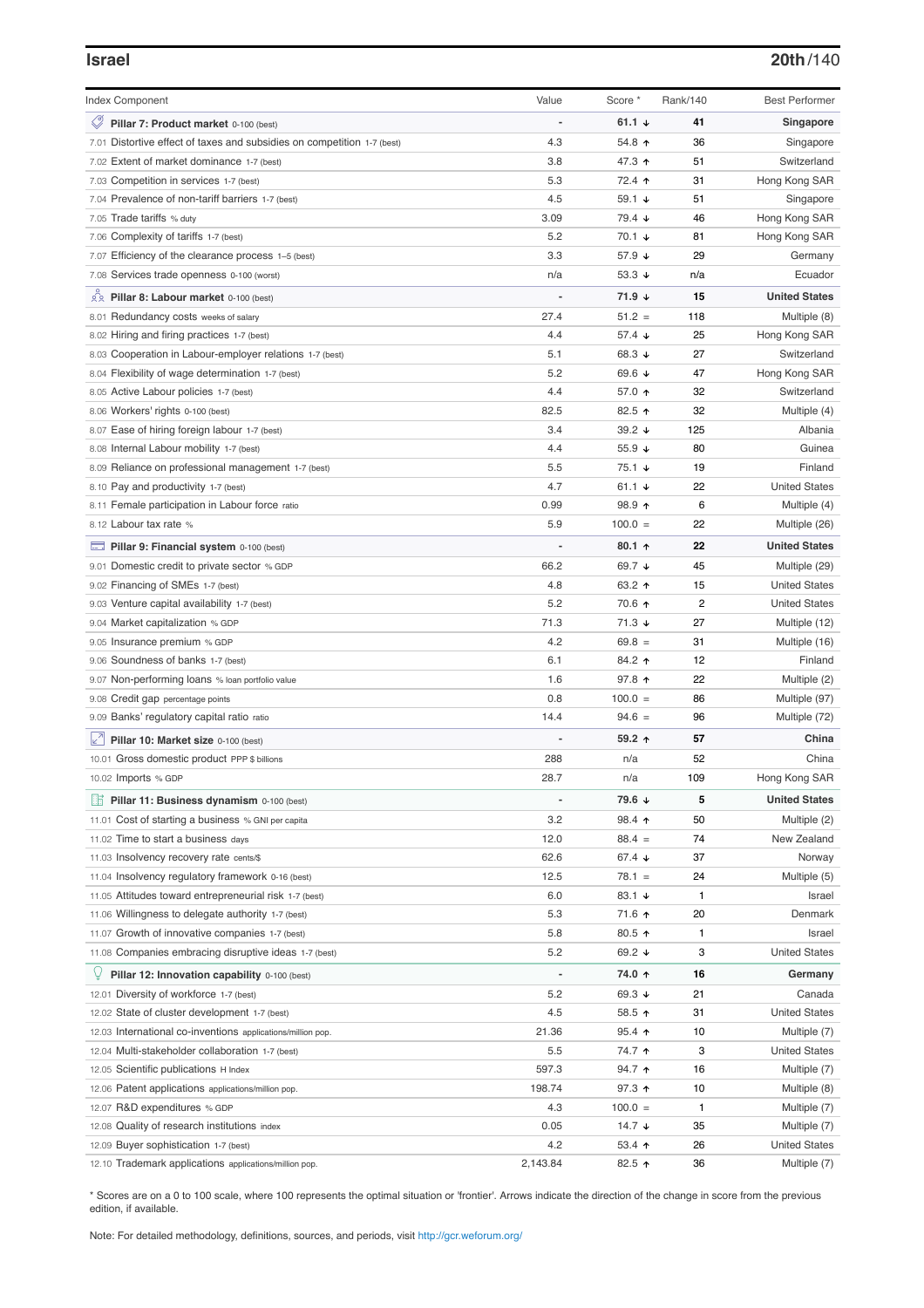## Israel

**20th**/140

| Index Component | Value | Score * | Rank/140 | Best Performer |
|---|---|---|---|---|
| **Pillar 7: Product market** 0-100 (best) | - | **61.1 ↓** | **41** | **Singapore** |
| 7.01 Distortive effect of taxes and subsidies on competition 1-7 (best) | 4.3 | 54.8 ↑ | 36 | Singapore |
| 7.02 Extent of market dominance 1-7 (best) | 3.8 | 47.3 ↑ | 51 | Switzerland |
| 7.03 Competition in services 1-7 (best) | 5.3 | 72.4 ↑ | 31 | Hong Kong SAR |
| 7.04 Prevalence of non-tariff barriers 1-7 (best) | 4.5 | 59.1 ↓ | 51 | Singapore |
| 7.05 Trade tariffs % duty | 3.09 | 79.4 ↓ | 46 | Hong Kong SAR |
| 7.06 Complexity of tariffs 1-7 (best) | 5.2 | 70.1 ↓ | 81 | Hong Kong SAR |
| 7.07 Efficiency of the clearance process 1–5 (best) | 3.3 | 57.9 ↓ | 29 | Germany |
| 7.08 Services trade openness 0-100 (worst) | n/a | 53.3 ↓ | n/a | Ecuador |
| **Pillar 8: Labour market** 0-100 (best) | - | **71.9 ↓** | **15** | **United States** |
| 8.01 Redundancy costs weeks of salary | 27.4 | 51.2 = | 118 | Multiple (8) |
| 8.02 Hiring and firing practices 1-7 (best) | 4.4 | 57.4 ↓ | 25 | Hong Kong SAR |
| 8.03 Cooperation in Labour-employer relations 1-7 (best) | 5.1 | 68.3 ↓ | 27 | Switzerland |
| 8.04 Flexibility of wage determination 1-7 (best) | 5.2 | 69.6 ↓ | 47 | Hong Kong SAR |
| 8.05 Active Labour policies 1-7 (best) | 4.4 | 57.0 ↑ | 32 | Switzerland |
| 8.06 Workers' rights 0-100 (best) | 82.5 | 82.5 ↑ | 32 | Multiple (4) |
| 8.07 Ease of hiring foreign labour 1-7 (best) | 3.4 | 39.2 ↓ | 125 | Albania |
| 8.08 Internal Labour mobility 1-7 (best) | 4.4 | 55.9 ↓ | 80 | Guinea |
| 8.09 Reliance on professional management 1-7 (best) | 5.5 | 75.1 ↓ | 19 | Finland |
| 8.10 Pay and productivity 1-7 (best) | 4.7 | 61.1 ↓ | 22 | United States |
| 8.11 Female participation in Labour force ratio | 0.99 | 98.9 ↑ | 6 | Multiple (4) |
| 8.12 Labour tax rate % | 5.9 | 100.0 = | 22 | Multiple (26) |
| **Pillar 9: Financial system** 0-100 (best) | - | **80.1 ↑** | **22** | **United States** |
| 9.01 Domestic credit to private sector % GDP | 66.2 | 69.7 ↓ | 45 | Multiple (29) |
| 9.02 Financing of SMEs 1-7 (best) | 4.8 | 63.2 ↑ | 15 | United States |
| 9.03 Venture capital availability 1-7 (best) | 5.2 | 70.6 ↑ | 2 | United States |
| 9.04 Market capitalization % GDP | 71.3 | 71.3 ↓ | 27 | Multiple (12) |
| 9.05 Insurance premium % GDP | 4.2 | 69.8 = | 31 | Multiple (16) |
| 9.06 Soundness of banks 1-7 (best) | 6.1 | 84.2 ↑ | 12 | Finland |
| 9.07 Non-performing loans % loan portfolio value | 1.6 | 97.8 ↑ | 22 | Multiple (2) |
| 9.08 Credit gap percentage points | 0.8 | 100.0 = | 86 | Multiple (97) |
| 9.09 Banks' regulatory capital ratio ratio | 14.4 | 94.6 = | 96 | Multiple (72) |
| **Pillar 10: Market size** 0-100 (best) | - | **59.2 ↑** | **57** | **China** |
| 10.01 Gross domestic product PPP $ billions | 288 | n/a | 52 | China |
| 10.02 Imports % GDP | 28.7 | n/a | 109 | Hong Kong SAR |
| **Pillar 11: Business dynamism** 0-100 (best) | - | **79.6 ↓** | **5** | **United States** |
| 11.01 Cost of starting a business % GNI per capita | 3.2 | 98.4 ↑ | 50 | Multiple (2) |
| 11.02 Time to start a business days | 12.0 | 88.4 = | 74 | New Zealand |
| 11.03 Insolvency recovery rate cents/$ | 62.6 | 67.4 ↓ | 37 | Norway |
| 11.04 Insolvency regulatory framework 0-16 (best) | 12.5 | 78.1 = | 24 | Multiple (5) |
| 11.05 Attitudes toward entrepreneurial risk 1-7 (best) | 6.0 | 83.1 ↓ | 1 | Israel |
| 11.06 Willingness to delegate authority 1-7 (best) | 5.3 | 71.6 ↑ | 20 | Denmark |
| 11.07 Growth of innovative companies 1-7 (best) | 5.8 | 80.5 ↑ | 1 | Israel |
| 11.08 Companies embracing disruptive ideas 1-7 (best) | 5.2 | 69.2 ↓ | 3 | United States |
| **Pillar 12: Innovation capability** 0-100 (best) | - | **74.0 ↑** | **16** | **Germany** |
| 12.01 Diversity of workforce 1-7 (best) | 5.2 | 69.3 ↓ | 21 | Canada |
| 12.02 State of cluster development 1-7 (best) | 4.5 | 58.5 ↑ | 31 | United States |
| 12.03 International co-inventions applications/million pop. | 21.36 | 95.4 ↑ | 10 | Multiple (7) |
| 12.04 Multi-stakeholder collaboration 1-7 (best) | 5.5 | 74.7 ↑ | 3 | United States |
| 12.05 Scientific publications H Index | 597.3 | 94.7 ↑ | 16 | Multiple (7) |
| 12.06 Patent applications applications/million pop. | 198.74 | 97.3 ↑ | 10 | Multiple (8) |
| 12.07 R&D expenditures % GDP | 4.3 | 100.0 = | 1 | Multiple (7) |
| 12.08 Quality of research institutions index | 0.05 | 14.7 ↓ | 35 | Multiple (7) |
| 12.09 Buyer sophistication 1-7 (best) | 4.2 | 53.4 ↑ | 26 | United States |
| 12.10 Trademark applications applications/million pop. | 2,143.84 | 82.5 ↑ | 36 | Multiple (7) |

* Scores are on a 0 to 100 scale, where 100 represents the optimal situation or 'frontier'. Arrows indicate the direction of the change in score from the previous edition, if available.

Note: For detailed methodology, definitions, sources, and periods, visit http://gcr.weforum.org/